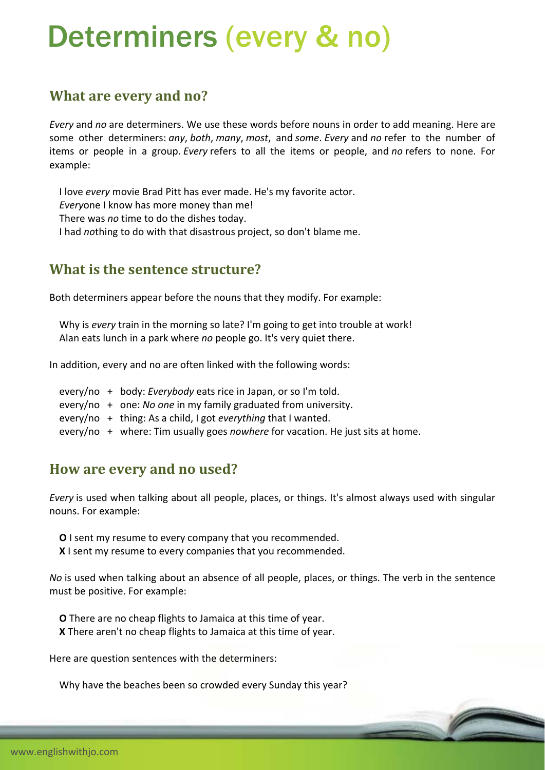# Determiners (every & no)

## What are every and no?

*Every* and *no* are determiners. We use these words before nouns in order to add meaning. Here are some other determiners: *any*, *both*, *many*, *most*, and *some*. *Every* and *no* refer to the number of items or people in a group. *Every* refers to all the items or people, and *no* refers to none. For example:

I love *every* movie Brad Pitt has ever made. He's my favorite actor.
*Every*one I know has more money than me!
There was *no* time to do the dishes today.
I had *no*thing to do with that disastrous project, so don't blame me.

## What is the sentence structure?

Both determiners appear before the nouns that they modify. For example:

Why is *every* train in the morning so late? I'm going to get into trouble at work!
Alan eats lunch in a park where *no* people go. It's very quiet there.

In addition, every and no are often linked with the following words:

every/no + body: *Everybody* eats rice in Japan, or so I'm told.
every/no + one: *No one* in my family graduated from university.
every/no + thing: As a child, I got *everything* that I wanted.
every/no + where: Tim usually goes *nowhere* for vacation. He just sits at home.

## How are every and no used?

*Every* is used when talking about all people, places, or things. It's almost always used with singular nouns. For example:

**O** I sent my resume to every company that you recommended.
**X** I sent my resume to every companies that you recommended.

*No* is used when talking about an absence of all people, places, or things. The verb in the sentence must be positive. For example:

**O** There are no cheap flights to Jamaica at this time of year.
**X** There aren't no cheap flights to Jamaica at this time of year.

Here are question sentences with the determiners:

Why have the beaches been so crowded every Sunday this year?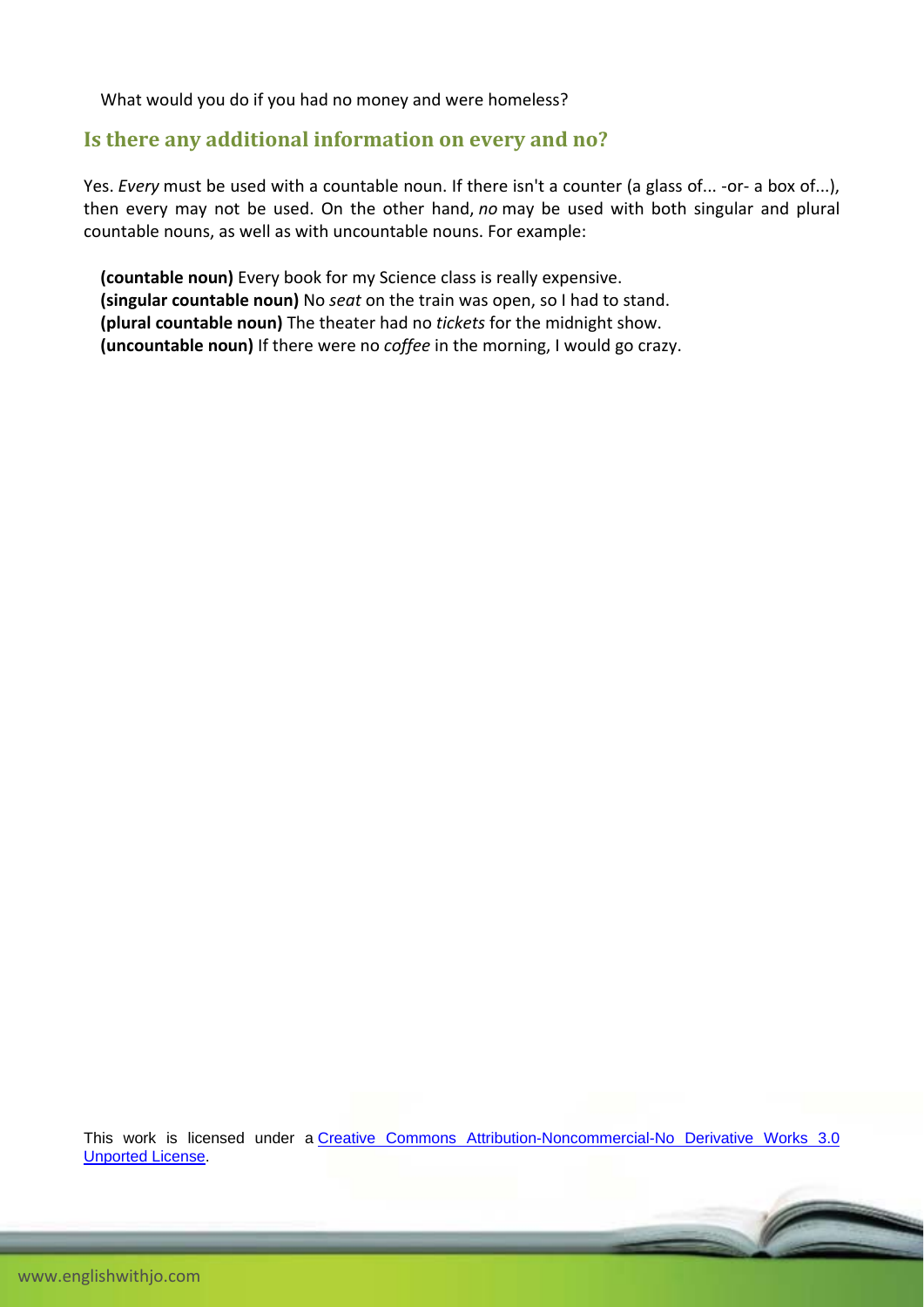What would you do if you had no money and were homeless?

## Is there any additional information on every and no?

Yes. *Every* must be used with a countable noun. If there isn't a counter (a glass of... -or- a box of...), then every may not be used. On the other hand, *no* may be used with both singular and plural countable nouns, as well as with uncountable nouns. For example:

**(countable noun)** Every book for my Science class is really expensive.
**(singular countable noun)** No *seat* on the train was open, so I had to stand.
**(plural countable noun)** The theater had no *tickets* for the midnight show.
**(uncountable noun)** If there were no *coffee* in the morning, I would go crazy.

This work is licensed under a [Creative Commons Attribution-Noncommercial-No Derivative Works 3.0 Unported License](http://creativecommons.org/licenses/by-nc-nd/3.0/).